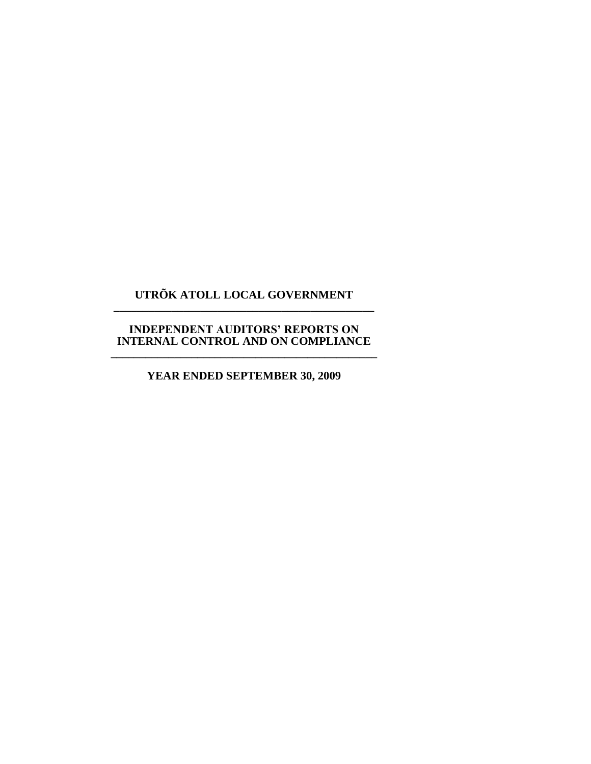# UTRÕK ATOLL LOCAL GOVERNMENT

---

## INDEPENDENT AUDITORS' REPORTS ON INTERNAL CONTROL AND ON COMPLIANCE

---

### YEAR ENDED SEPTEMBER 30, 2009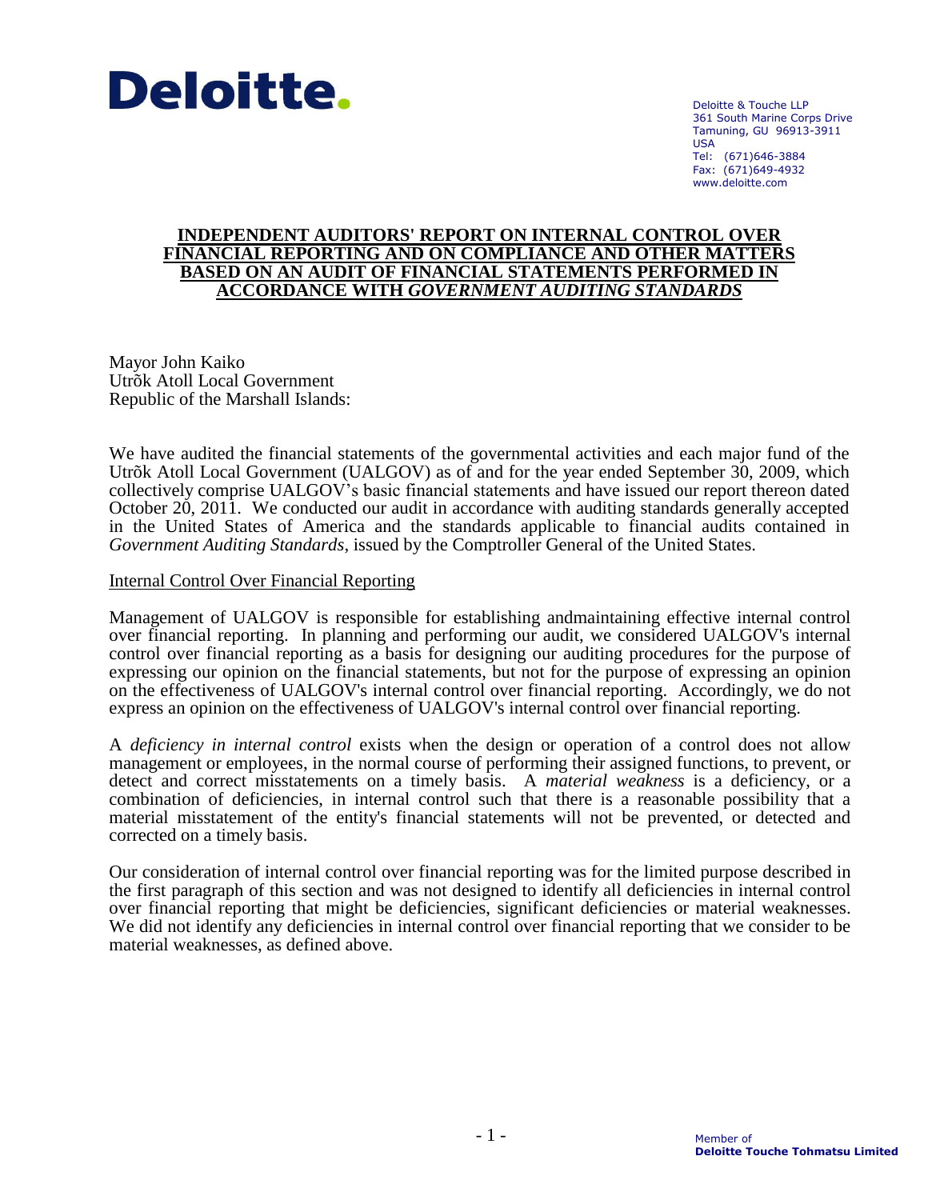Deloitte.

Deloitte & Touche LLP
361 South Marine Corps Drive
Tamuning, GU 96913-3911
USA
Tel: (671)646-3884
Fax: (671)649-4932
www.deloitte.com

# INDEPENDENT AUDITORS' REPORT ON INTERNAL CONTROL OVER FINANCIAL REPORTING AND ON COMPLIANCE AND OTHER MATTERS BASED ON AN AUDIT OF FINANCIAL STATEMENTS PERFORMED IN ACCORDANCE WITH *GOVERNMENT AUDITING STANDARDS*

Mayor John Kaiko
Utrõk Atoll Local Government
Republic of the Marshall Islands:

We have audited the financial statements of the governmental activities and each major fund of the Utrõk Atoll Local Government (UALGOV) as of and for the year ended September 30, 2009, which collectively comprise UALGOV's basic financial statements and have issued our report thereon dated October 20, 2011. We conducted our audit in accordance with auditing standards generally accepted in the United States of America and the standards applicable to financial audits contained in *Government Auditing Standards*, issued by the Comptroller General of the United States.

## Internal Control Over Financial Reporting

Management of UALGOV is responsible for establishing andmaintaining effective internal control over financial reporting. In planning and performing our audit, we considered UALGOV's internal control over financial reporting as a basis for designing our auditing procedures for the purpose of expressing our opinion on the financial statements, but not for the purpose of expressing an opinion on the effectiveness of UALGOV's internal control over financial reporting. Accordingly, we do not express an opinion on the effectiveness of UALGOV's internal control over financial reporting.

A *deficiency in internal control* exists when the design or operation of a control does not allow management or employees, in the normal course of performing their assigned functions, to prevent, or detect and correct misstatements on a timely basis. A *material weakness* is a deficiency, or a combination of deficiencies, in internal control such that there is a reasonable possibility that a material misstatement of the entity's financial statements will not be prevented, or detected and corrected on a timely basis.

Our consideration of internal control over financial reporting was for the limited purpose described in the first paragraph of this section and was not designed to identify all deficiencies in internal control over financial reporting that might be deficiencies, significant deficiencies or material weaknesses. We did not identify any deficiencies in internal control over financial reporting that we consider to be material weaknesses, as defined above.

Member of
**Deloitte Touche Tohmatsu Limited**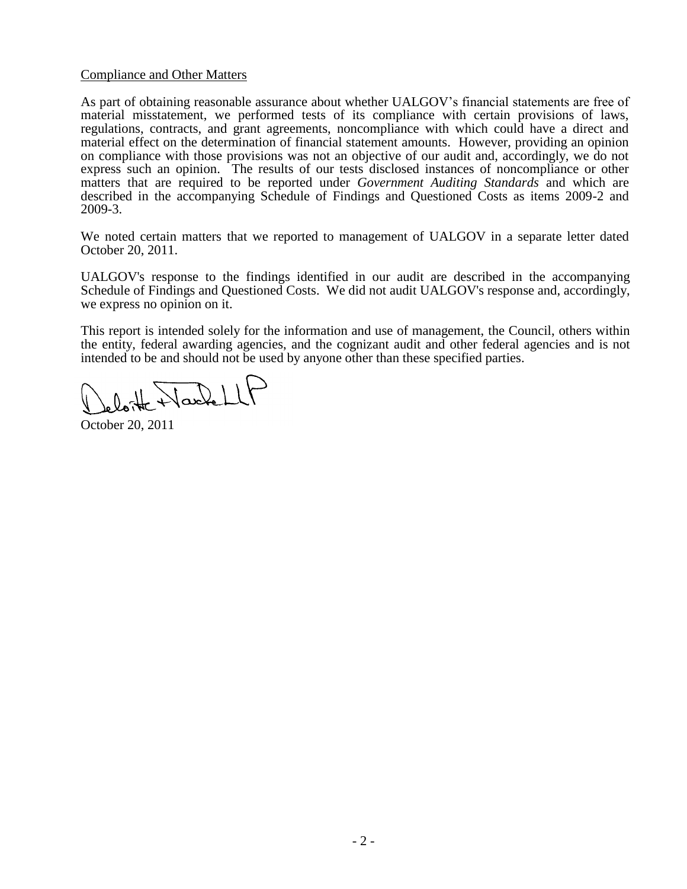Compliance and Other Matters

As part of obtaining reasonable assurance about whether UALGOV's financial statements are free of material misstatement, we performed tests of its compliance with certain provisions of laws, regulations, contracts, and grant agreements, noncompliance with which could have a direct and material effect on the determination of financial statement amounts. However, providing an opinion on compliance with those provisions was not an objective of our audit and, accordingly, we do not express such an opinion. The results of our tests disclosed instances of noncompliance or other matters that are required to be reported under *Government Auditing Standards* and which are described in the accompanying Schedule of Findings and Questioned Costs as items 2009-2 and 2009-3.

We noted certain matters that we reported to management of UALGOV in a separate letter dated October 20, 2011.

UALGOV's response to the findings identified in our audit are described in the accompanying Schedule of Findings and Questioned Costs. We did not audit UALGOV's response and, accordingly, we express no opinion on it.

This report is intended solely for the information and use of management, the Council, others within the entity, federal awarding agencies, and the cognizant audit and other federal agencies and is not intended to be and should not be used by anyone other than these specified parties.

Deloitte & Touche LLP

October 20, 2011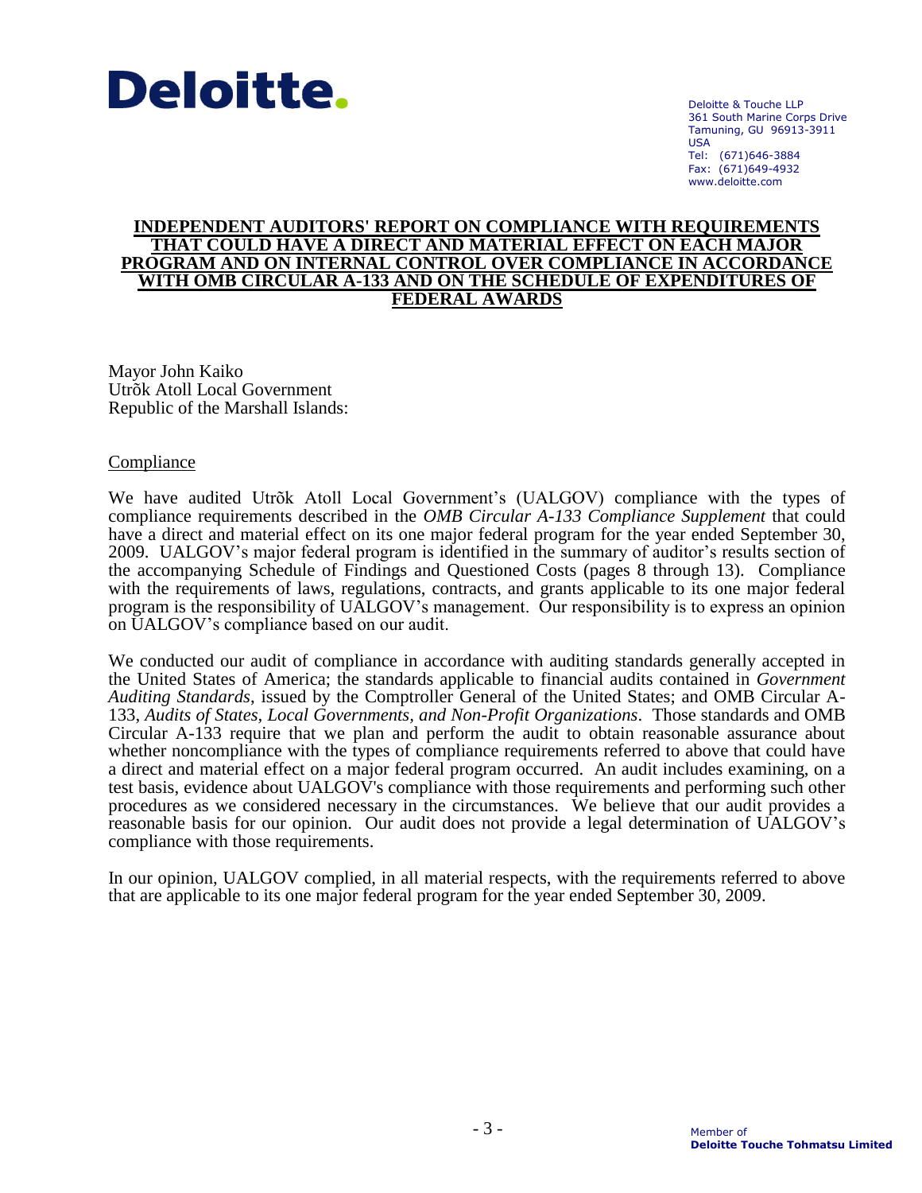Deloitte.

Deloitte & Touche LLP
361 South Marine Corps Drive
Tamuning, GU 96913-3911
USA
Tel: (671)646-3884
Fax: (671)649-4932
www.deloitte.com

**INDEPENDENT AUDITORS' REPORT ON COMPLIANCE WITH REQUIREMENTS THAT COULD HAVE A DIRECT AND MATERIAL EFFECT ON EACH MAJOR PROGRAM AND ON INTERNAL CONTROL OVER COMPLIANCE IN ACCORDANCE WITH OMB CIRCULAR A-133 AND ON THE SCHEDULE OF EXPENDITURES OF FEDERAL AWARDS**

Mayor John Kaiko
Utrõk Atoll Local Government
Republic of the Marshall Islands:

Compliance

We have audited Utrõk Atoll Local Government's (UALGOV) compliance with the types of compliance requirements described in the *OMB Circular A-133 Compliance Supplement* that could have a direct and material effect on its one major federal program for the year ended September 30, 2009. UALGOV's major federal program is identified in the summary of auditor's results section of the accompanying Schedule of Findings and Questioned Costs (pages 8 through 13). Compliance with the requirements of laws, regulations, contracts, and grants applicable to its one major federal program is the responsibility of UALGOV's management. Our responsibility is to express an opinion on UALGOV's compliance based on our audit.

We conducted our audit of compliance in accordance with auditing standards generally accepted in the United States of America; the standards applicable to financial audits contained in *Government Auditing Standards*, issued by the Comptroller General of the United States; and OMB Circular A-133, *Audits of States, Local Governments, and Non-Profit Organizations*. Those standards and OMB Circular A-133 require that we plan and perform the audit to obtain reasonable assurance about whether noncompliance with the types of compliance requirements referred to above that could have a direct and material effect on a major federal program occurred. An audit includes examining, on a test basis, evidence about UALGOV's compliance with those requirements and performing such other procedures as we considered necessary in the circumstances. We believe that our audit provides a reasonable basis for our opinion. Our audit does not provide a legal determination of UALGOV's compliance with those requirements.

In our opinion, UALGOV complied, in all material respects, with the requirements referred to above that are applicable to its one major federal program for the year ended September 30, 2009.

Member of
**Deloitte Touche Tohmatsu Limited**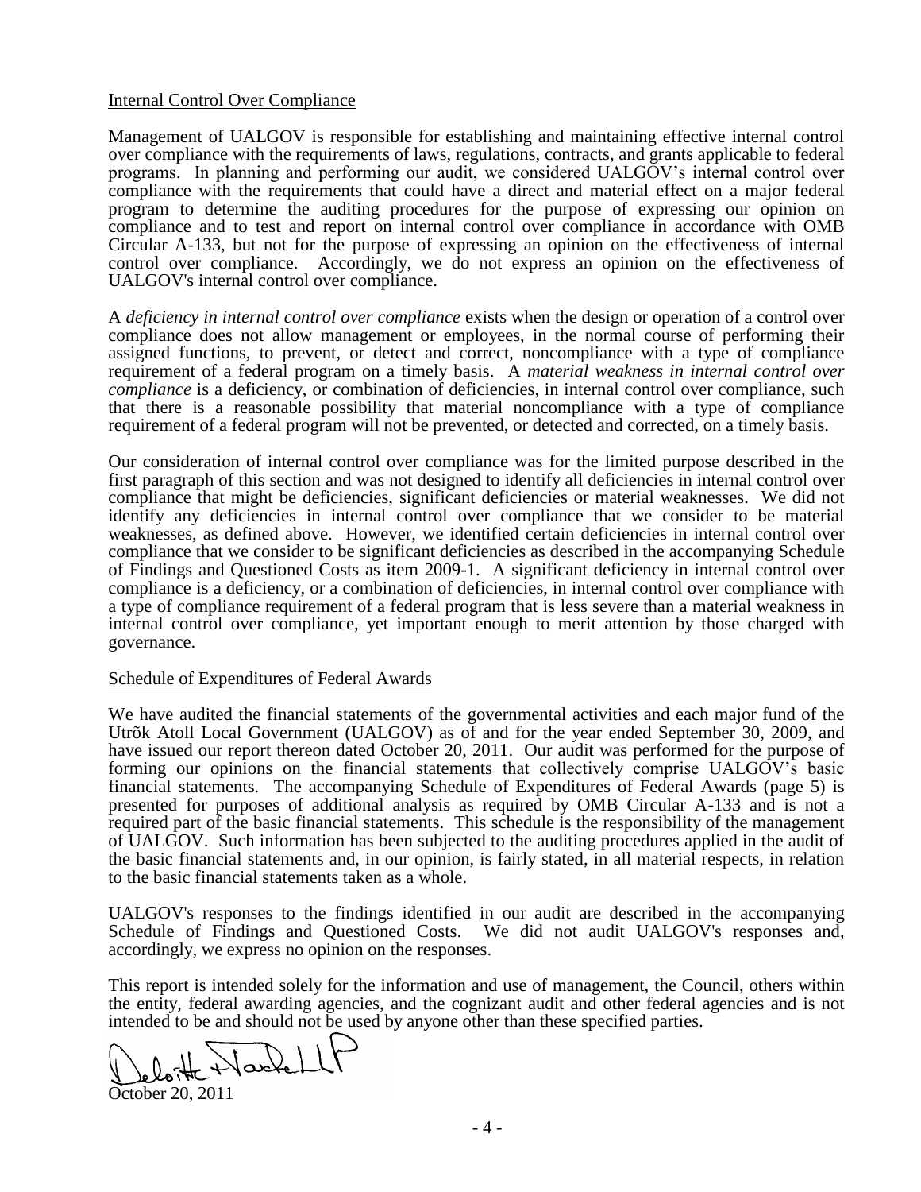Internal Control Over Compliance

Management of UALGOV is responsible for establishing and maintaining effective internal control over compliance with the requirements of laws, regulations, contracts, and grants applicable to federal programs. In planning and performing our audit, we considered UALGOV's internal control over compliance with the requirements that could have a direct and material effect on a major federal program to determine the auditing procedures for the purpose of expressing our opinion on compliance and to test and report on internal control over compliance in accordance with OMB Circular A-133, but not for the purpose of expressing an opinion on the effectiveness of internal control over compliance. Accordingly, we do not express an opinion on the effectiveness of UALGOV's internal control over compliance.

A *deficiency in internal control over compliance* exists when the design or operation of a control over compliance does not allow management or employees, in the normal course of performing their assigned functions, to prevent, or detect and correct, noncompliance with a type of compliance requirement of a federal program on a timely basis. A *material weakness in internal control over compliance* is a deficiency, or combination of deficiencies, in internal control over compliance, such that there is a reasonable possibility that material noncompliance with a type of compliance requirement of a federal program will not be prevented, or detected and corrected, on a timely basis.

Our consideration of internal control over compliance was for the limited purpose described in the first paragraph of this section and was not designed to identify all deficiencies in internal control over compliance that might be deficiencies, significant deficiencies or material weaknesses. We did not identify any deficiencies in internal control over compliance that we consider to be material weaknesses, as defined above. However, we identified certain deficiencies in internal control over compliance that we consider to be significant deficiencies as described in the accompanying Schedule of Findings and Questioned Costs as item 2009-1. A significant deficiency in internal control over compliance is a deficiency, or a combination of deficiencies, in internal control over compliance with a type of compliance requirement of a federal program that is less severe than a material weakness in internal control over compliance, yet important enough to merit attention by those charged with governance.

Schedule of Expenditures of Federal Awards

We have audited the financial statements of the governmental activities and each major fund of the Utrõk Atoll Local Government (UALGOV) as of and for the year ended September 30, 2009, and have issued our report thereon dated October 20, 2011. Our audit was performed for the purpose of forming our opinions on the financial statements that collectively comprise UALGOV's basic financial statements. The accompanying Schedule of Expenditures of Federal Awards (page 5) is presented for purposes of additional analysis as required by OMB Circular A-133 and is not a required part of the basic financial statements. This schedule is the responsibility of the management of UALGOV. Such information has been subjected to the auditing procedures applied in the audit of the basic financial statements and, in our opinion, is fairly stated, in all material respects, in relation to the basic financial statements taken as a whole.

UALGOV's responses to the findings identified in our audit are described in the accompanying Schedule of Findings and Questioned Costs. We did not audit UALGOV's responses and, accordingly, we express no opinion on the responses.

This report is intended solely for the information and use of management, the Council, others within the entity, federal awarding agencies, and the cognizant audit and other federal agencies and is not intended to be and should not be used by anyone other than these specified parties.

Deloitte & Touche LLP

October 20, 2011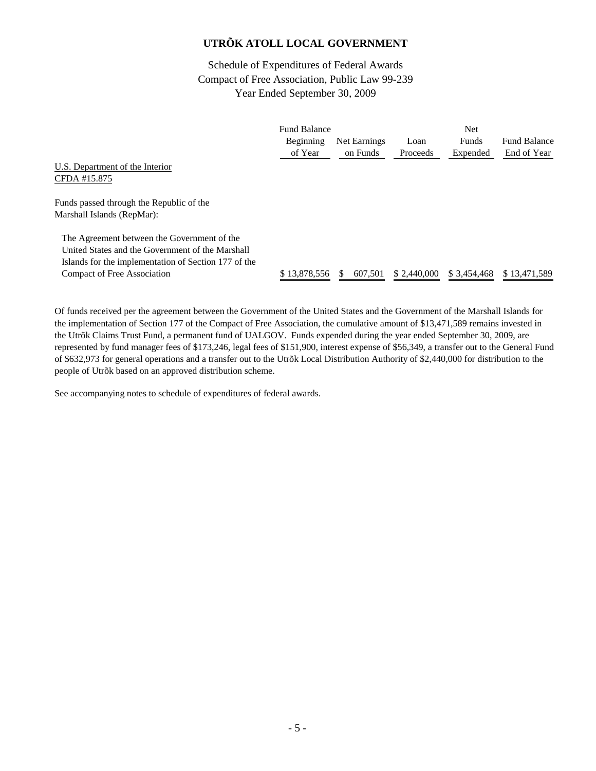# UTRÕK ATOLL LOCAL GOVERNMENT

Schedule of Expenditures of Federal Awards
Compact of Free Association, Public Law 99-239
Year Ended September 30, 2009

| | Fund Balance Beginning of Year | Net Earnings on Funds | Loan Proceeds | Net Funds Expended | Fund Balance End of Year |
|---|---|---|---|---|---|
| U.S. Department of the Interior<br>CFDA #15.875 | | | | | |
| Funds passed through the Republic of the Marshall Islands (RepMar): | | | | | |
| The Agreement between the Government of the United States and the Government of the Marshall Islands for the implementation of Section 177 of the Compact of Free Association | $ 13,878,556 | $ 607,501 | $ 2,440,000 | $ 3,454,468 | $ 13,471,589 |

Of funds received per the agreement between the Government of the United States and the Government of the Marshall Islands for the implementation of Section 177 of the Compact of Free Association, the cumulative amount of $13,471,589 remains invested in the Utrõk Claims Trust Fund, a permanent fund of UALGOV. Funds expended during the year ended September 30, 2009, are represented by fund manager fees of $173,246, legal fees of $151,900, interest expense of $56,349, a transfer out to the General Fund of $632,973 for general operations and a transfer out to the Utrõk Local Distribution Authority of $2,440,000 for distribution to the people of Utrõk based on an approved distribution scheme.

See accompanying notes to schedule of expenditures of federal awards.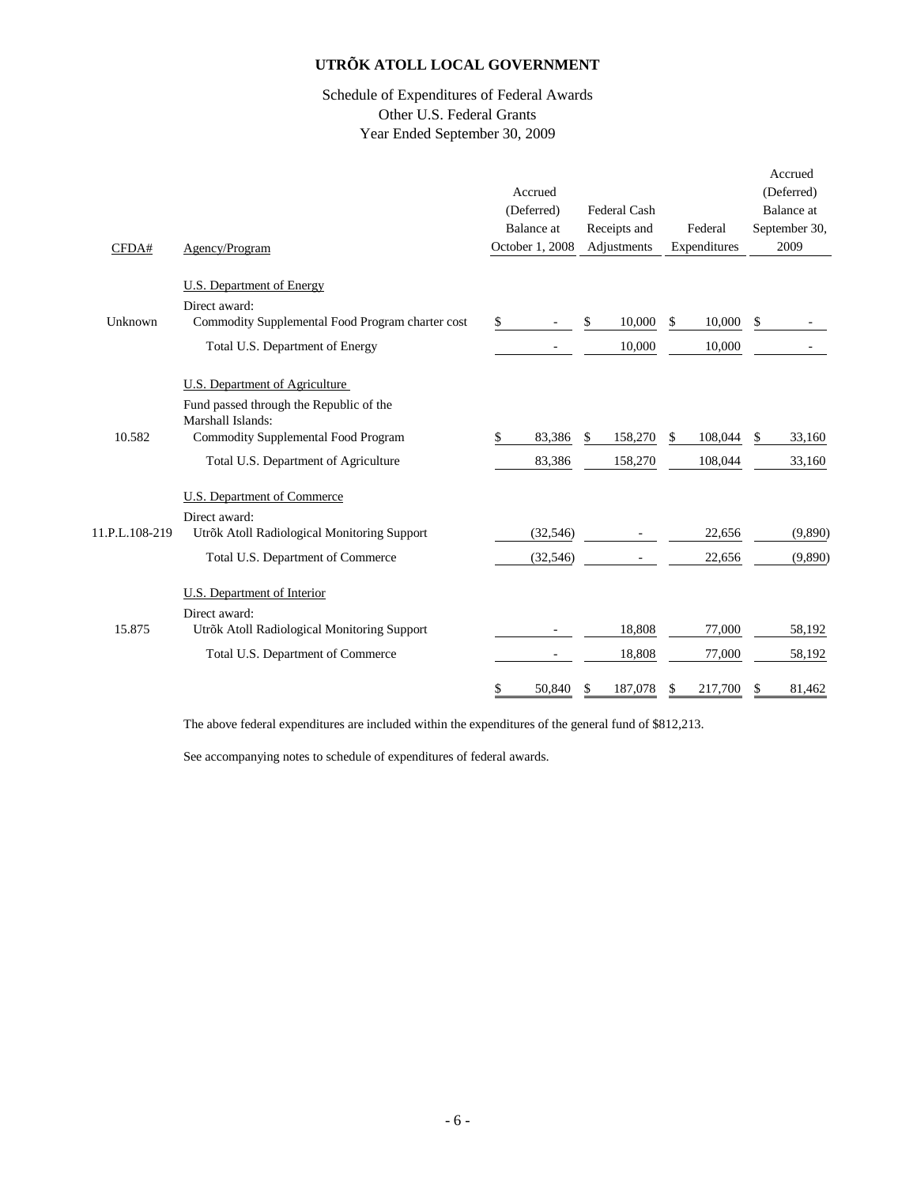# UTRÕK ATOLL LOCAL GOVERNMENT

Schedule of Expenditures of Federal Awards
Other U.S. Federal Grants
Year Ended September 30, 2009

| CFDA# | Agency/Program | Accrued (Deferred) Balance at October 1, 2008 | Federal Cash Receipts and Adjustments | Federal Expenditures | Accrued (Deferred) Balance at September 30, 2009 |
|---|---|---|---|---|---|
| | U.S. Department of Energy | | | | |
| | Direct award: | | | | |
| Unknown | Commodity Supplemental Food Program charter cost | $ - | $ 10,000 | $ 10,000 | $ - |
| | Total U.S. Department of Energy | - | 10,000 | 10,000 | - |
| | U.S. Department of Agriculture | | | | |
| | Fund passed through the Republic of the Marshall Islands: | | | | |
| 10.582 | Commodity Supplemental Food Program | $ 83,386 | $ 158,270 | $ 108,044 | $ 33,160 |
| | Total U.S. Department of Agriculture | 83,386 | 158,270 | 108,044 | 33,160 |
| | U.S. Department of Commerce | | | | |
| | Direct award: | | | | |
| 11.P.L.108-219 | Utrõk Atoll Radiological Monitoring Support | (32,546) | - | 22,656 | (9,890) |
| | Total U.S. Department of Commerce | (32,546) | - | 22,656 | (9,890) |
| | U.S. Department of Interior | | | | |
| | Direct award: | | | | |
| 15.875 | Utrõk Atoll Radiological Monitoring Support | - | 18,808 | 77,000 | 58,192 |
| | Total U.S. Department of Commerce | - | 18,808 | 77,000 | 58,192 |
| | | $ 50,840 | $ 187,078 | $ 217,700 | $ 81,462 |

The above federal expenditures are included within the expenditures of the general fund of $812,213.

See accompanying notes to schedule of expenditures of federal awards.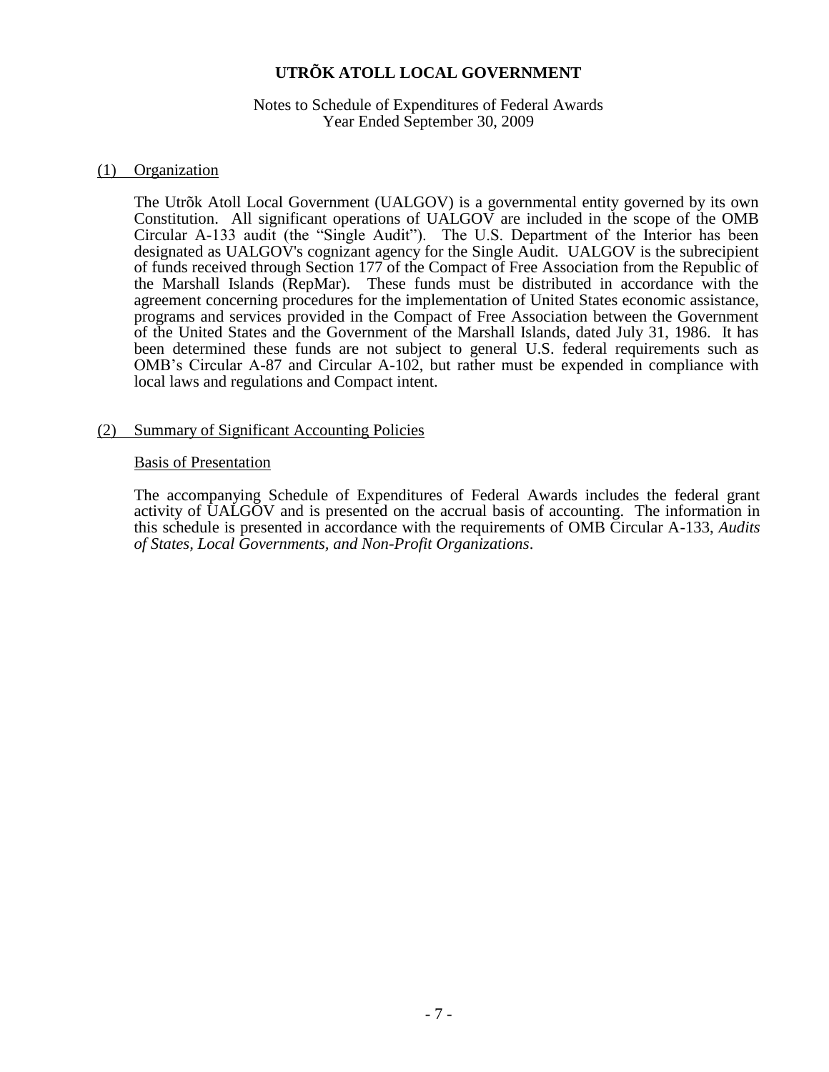# UTRÕK ATOLL LOCAL GOVERNMENT

Notes to Schedule of Expenditures of Federal Awards
Year Ended September 30, 2009

## (1) Organization

The Utrõk Atoll Local Government (UALGOV) is a governmental entity governed by its own Constitution. All significant operations of UALGOV are included in the scope of the OMB Circular A-133 audit (the "Single Audit"). The U.S. Department of the Interior has been designated as UALGOV's cognizant agency for the Single Audit. UALGOV is the subrecipient of funds received through Section 177 of the Compact of Free Association from the Republic of the Marshall Islands (RepMar). These funds must be distributed in accordance with the agreement concerning procedures for the implementation of United States economic assistance, programs and services provided in the Compact of Free Association between the Government of the United States and the Government of the Marshall Islands, dated July 31, 1986. It has been determined these funds are not subject to general U.S. federal requirements such as OMB's Circular A-87 and Circular A-102, but rather must be expended in compliance with local laws and regulations and Compact intent.

## (2) Summary of Significant Accounting Policies

### Basis of Presentation

The accompanying Schedule of Expenditures of Federal Awards includes the federal grant activity of UALGOV and is presented on the accrual basis of accounting. The information in this schedule is presented in accordance with the requirements of OMB Circular A-133, *Audits of States, Local Governments, and Non-Profit Organizations*.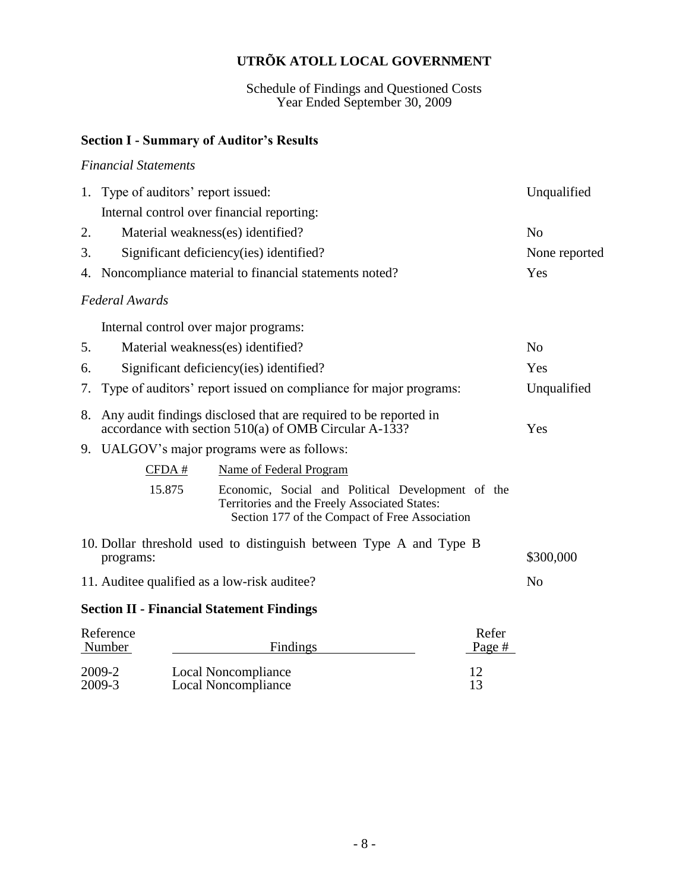# UTRÕK ATOLL LOCAL GOVERNMENT

Schedule of Findings and Questioned Costs
Year Ended September 30, 2009

## Section I - Summary of Auditor's Results

*Financial Statements*

| | | |
|---|---|---|
| 1. | Type of auditors' report issued: | Unqualified |
| | Internal control over financial reporting: | |
| 2. | Material weakness(es) identified? | No |
| 3. | Significant deficiency(ies) identified? | None reported |
| 4. | Noncompliance material to financial statements noted? | Yes |

*Federal Awards*

| | | |
|---|---|---|
| | Internal control over major programs: | |
| 5. | Material weakness(es) identified? | No |
| 6. | Significant deficiency(ies) identified? | Yes |
| 7. | Type of auditors' report issued on compliance for major programs: | Unqualified |
| 8. | Any audit findings disclosed that are required to be reported in accordance with section 510(a) of OMB Circular A-133? | Yes |
| 9. | UALGOV's major programs were as follows: | |

| CFDA # | Name of Federal Program |
|---|---|
| 15.875 | Economic, Social and Political Development of the Territories and the Freely Associated States: Section 177 of the Compact of Free Association |

| | | |
|---|---|---|
| 10. | Dollar threshold used to distinguish between Type A and Type B programs: | $300,000 |
| 11. | Auditee qualified as a low-risk auditee? | No |

## Section II - Financial Statement Findings

| Reference Number | Findings | Refer Page # |
|---|---|---|
| 2009-2 | Local Noncompliance | 12 |
| 2009-3 | Local Noncompliance | 13 |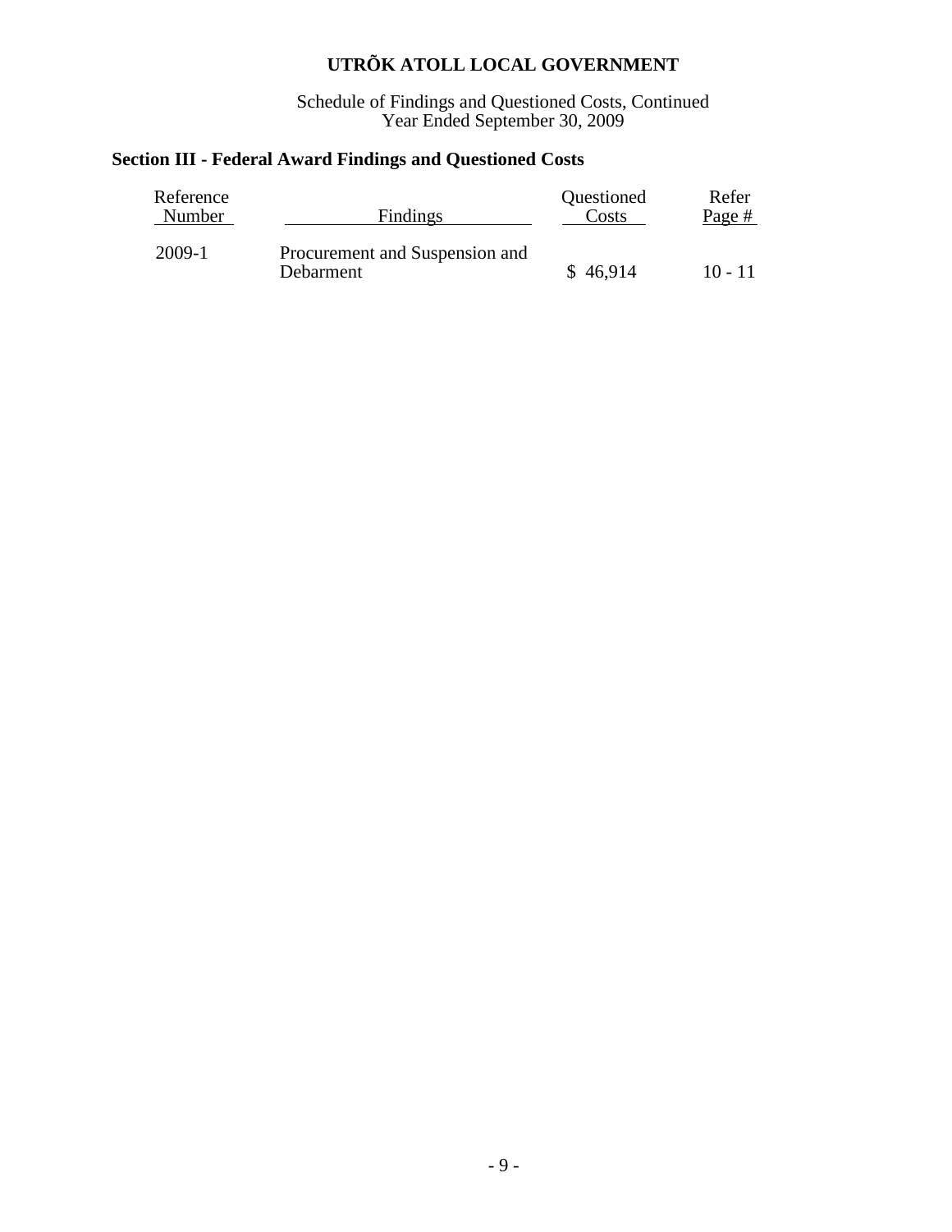# UTRÕK ATOLL LOCAL GOVERNMENT

Schedule of Findings and Questioned Costs, Continued
Year Ended September 30, 2009

## Section III - Federal Award Findings and Questioned Costs

| Reference Number | Findings | Questioned Costs | Refer Page # |
|---|---|---|---|
| 2009-1 | Procurement and Suspension and Debarment | $ 46,914 | 10 - 11 |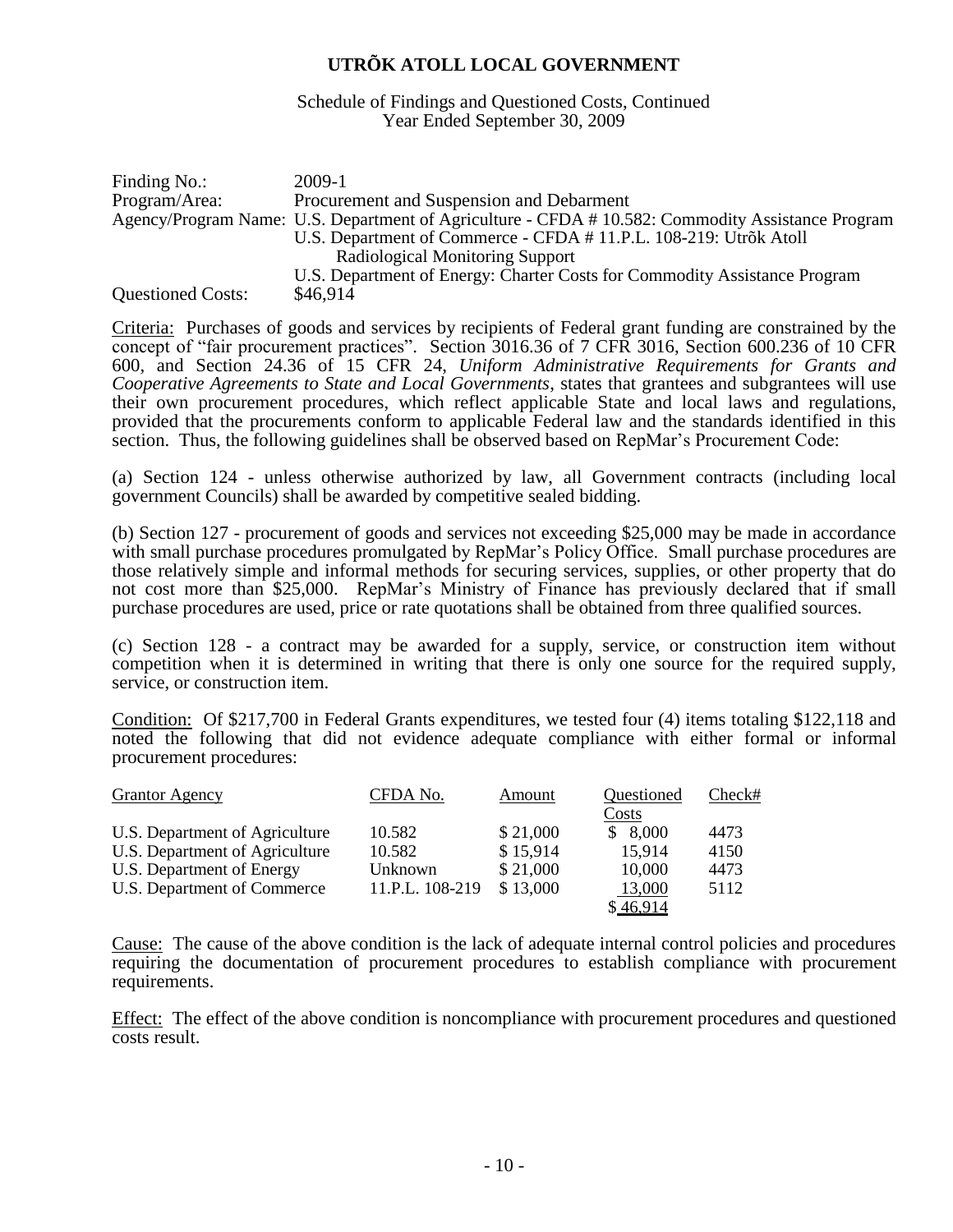# UTRÕK ATOLL LOCAL GOVERNMENT

Schedule of Findings and Questioned Costs, Continued
Year Ended September 30, 2009

| | |
|---|---|
| Finding No.: | 2009-1 |
| Program/Area: | Procurement and Suspension and Debarment |
| Agency/Program Name: | U.S. Department of Agriculture - CFDA # 10.582: Commodity Assistance Program |
| | U.S. Department of Commerce - CFDA # 11.P.L. 108-219: Utrõk Atoll Radiological Monitoring Support |
| | U.S. Department of Energy: Charter Costs for Commodity Assistance Program |
| Questioned Costs: | $46,914 |

Criteria: Purchases of goods and services by recipients of Federal grant funding are constrained by the concept of "fair procurement practices". Section 3016.36 of 7 CFR 3016, Section 600.236 of 10 CFR 600, and Section 24.36 of 15 CFR 24, *Uniform Administrative Requirements for Grants and Cooperative Agreements to State and Local Governments*, states that grantees and subgrantees will use their own procurement procedures, which reflect applicable State and local laws and regulations, provided that the procurements conform to applicable Federal law and the standards identified in this section. Thus, the following guidelines shall be observed based on RepMar's Procurement Code:

(a) Section 124 - unless otherwise authorized by law, all Government contracts (including local government Councils) shall be awarded by competitive sealed bidding.

(b) Section 127 - procurement of goods and services not exceeding $25,000 may be made in accordance with small purchase procedures promulgated by RepMar's Policy Office. Small purchase procedures are those relatively simple and informal methods for securing services, supplies, or other property that do not cost more than $25,000. RepMar's Ministry of Finance has previously declared that if small purchase procedures are used, price or rate quotations shall be obtained from three qualified sources.

(c) Section 128 - a contract may be awarded for a supply, service, or construction item without competition when it is determined in writing that there is only one source for the required supply, service, or construction item.

Condition: Of $217,700 in Federal Grants expenditures, we tested four (4) items totaling $122,118 and noted the following that did not evidence adequate compliance with either formal or informal procurement procedures:

| Grantor Agency | CFDA No. | Amount | Questioned Costs | Check# |
|---|---|---|---|---|
| U.S. Department of Agriculture | 10.582 | $ 21,000 | $ 8,000 | 4473 |
| U.S. Department of Agriculture | 10.582 | $ 15,914 | 15,914 | 4150 |
| U.S. Department of Energy | Unknown | $ 21,000 | 10,000 | 4473 |
| U.S. Department of Commerce | 11.P.L. 108-219 | $ 13,000 | 13,000 | 5112 |
| | | | $ 46,914 | |

Cause: The cause of the above condition is the lack of adequate internal control policies and procedures requiring the documentation of procurement procedures to establish compliance with procurement requirements.

Effect: The effect of the above condition is noncompliance with procurement procedures and questioned costs result.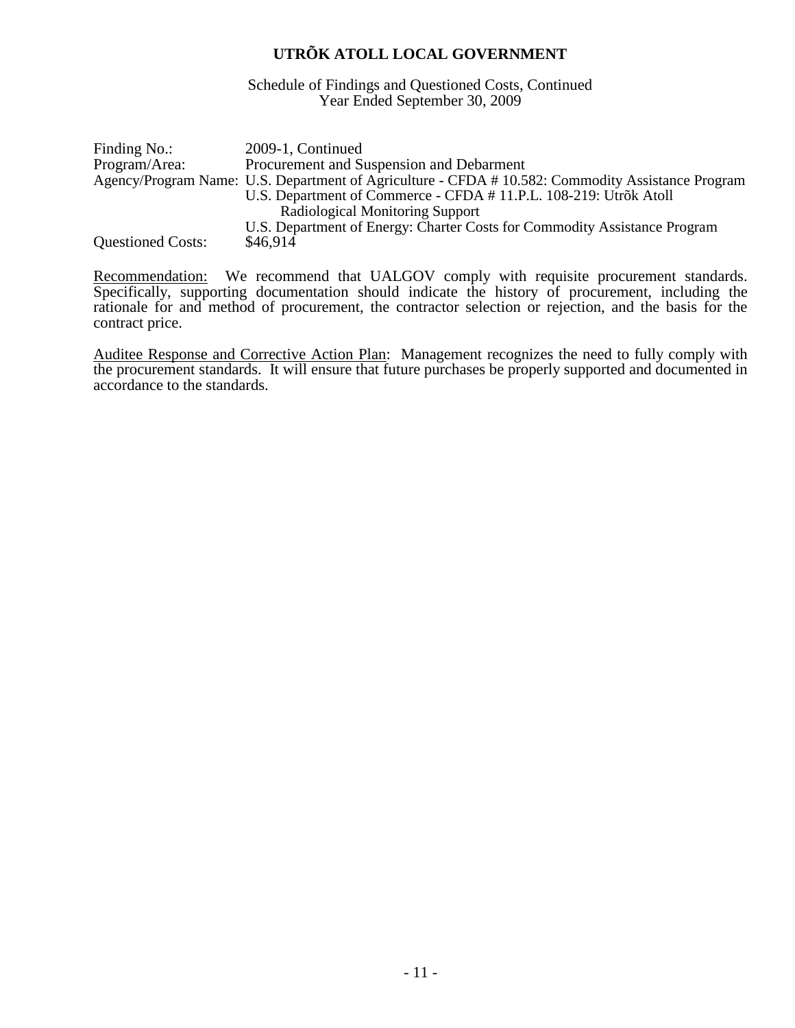# UTRÕK ATOLL LOCAL GOVERNMENT

Schedule of Findings and Questioned Costs, Continued
Year Ended September 30, 2009

| | |
|---|---|
| Finding No.: | 2009-1, Continued |
| Program/Area: | Procurement and Suspension and Debarment |
| Agency/Program Name: | U.S. Department of Agriculture - CFDA # 10.582: Commodity Assistance Program<br>U.S. Department of Commerce - CFDA # 11.P.L. 108-219: Utrõk Atoll Radiological Monitoring Support<br>U.S. Department of Energy: Charter Costs for Commodity Assistance Program |
| Questioned Costs: | $46,914 |

Recommendation: We recommend that UALGOV comply with requisite procurement standards. Specifically, supporting documentation should indicate the history of procurement, including the rationale for and method of procurement, the contractor selection or rejection, and the basis for the contract price.

Auditee Response and Corrective Action Plan: Management recognizes the need to fully comply with the procurement standards. It will ensure that future purchases be properly supported and documented in accordance to the standards.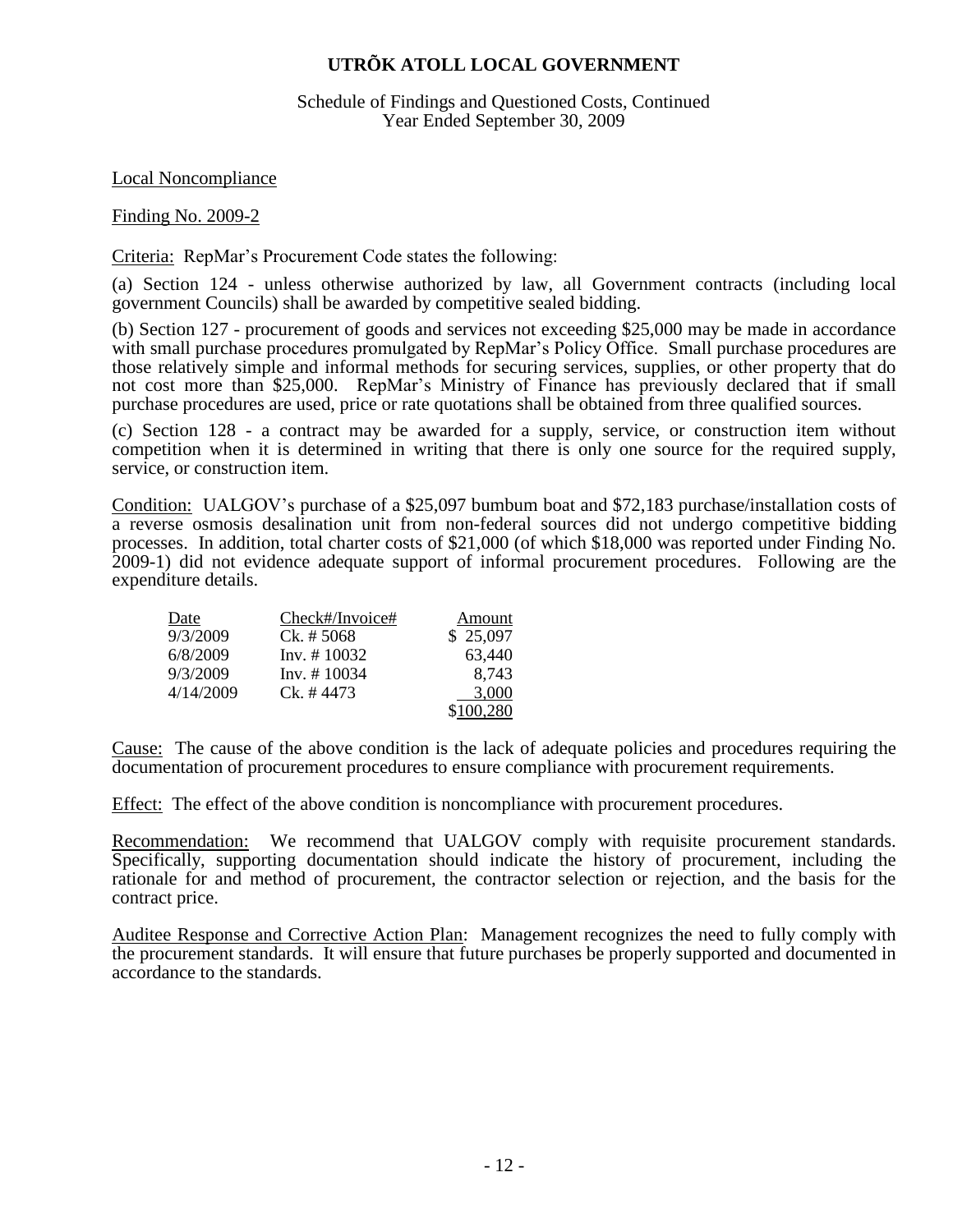# UTRÕK ATOLL LOCAL GOVERNMENT

Schedule of Findings and Questioned Costs, Continued
Year Ended September 30, 2009

Local Noncompliance

Finding No. 2009-2

Criteria: RepMar's Procurement Code states the following:

(a) Section 124 - unless otherwise authorized by law, all Government contracts (including local government Councils) shall be awarded by competitive sealed bidding.

(b) Section 127 - procurement of goods and services not exceeding $25,000 may be made in accordance with small purchase procedures promulgated by RepMar's Policy Office. Small purchase procedures are those relatively simple and informal methods for securing services, supplies, or other property that do not cost more than $25,000. RepMar's Ministry of Finance has previously declared that if small purchase procedures are used, price or rate quotations shall be obtained from three qualified sources.

(c) Section 128 - a contract may be awarded for a supply, service, or construction item without competition when it is determined in writing that there is only one source for the required supply, service, or construction item.

Condition: UALGOV's purchase of a $25,097 bumbum boat and $72,183 purchase/installation costs of a reverse osmosis desalination unit from non-federal sources did not undergo competitive bidding processes. In addition, total charter costs of $21,000 (of which $18,000 was reported under Finding No. 2009-1) did not evidence adequate support of informal procurement procedures. Following are the expenditure details.

| Date | Check#/Invoice# | Amount |
|---|---|---|
| 9/3/2009 | Ck. # 5068 | $ 25,097 |
| 6/8/2009 | Inv. # 10032 | 63,440 |
| 9/3/2009 | Inv. # 10034 | 8,743 |
| 4/14/2009 | Ck. # 4473 | 3,000 |
| | | $100,280 |

Cause: The cause of the above condition is the lack of adequate policies and procedures requiring the documentation of procurement procedures to ensure compliance with procurement requirements.

Effect: The effect of the above condition is noncompliance with procurement procedures.

Recommendation: We recommend that UALGOV comply with requisite procurement standards. Specifically, supporting documentation should indicate the history of procurement, including the rationale for and method of procurement, the contractor selection or rejection, and the basis for the contract price.

Auditee Response and Corrective Action Plan: Management recognizes the need to fully comply with the procurement standards. It will ensure that future purchases be properly supported and documented in accordance to the standards.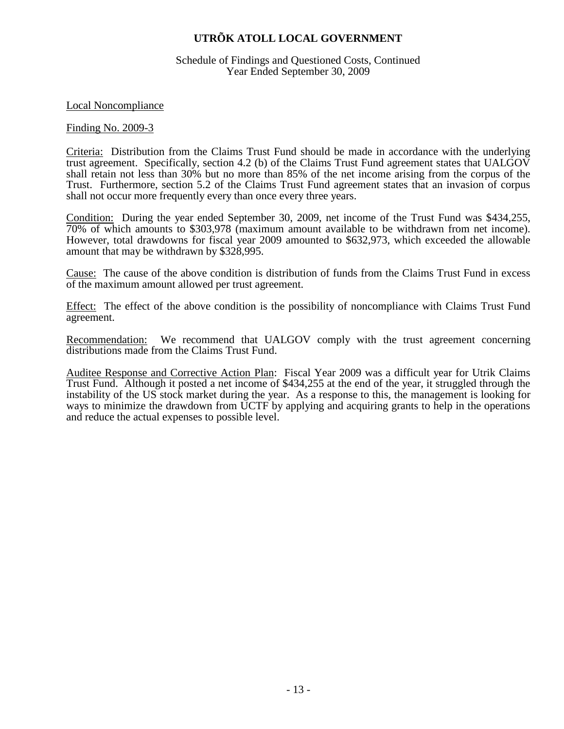# UTRÕK ATOLL LOCAL GOVERNMENT

Schedule of Findings and Questioned Costs, Continued
Year Ended September 30, 2009

Local Noncompliance

Finding No. 2009-3

Criteria: Distribution from the Claims Trust Fund should be made in accordance with the underlying trust agreement. Specifically, section 4.2 (b) of the Claims Trust Fund agreement states that UALGOV shall retain not less than 30% but no more than 85% of the net income arising from the corpus of the Trust. Furthermore, section 5.2 of the Claims Trust Fund agreement states that an invasion of corpus shall not occur more frequently every than once every three years.

Condition: During the year ended September 30, 2009, net income of the Trust Fund was $434,255, 70% of which amounts to $303,978 (maximum amount available to be withdrawn from net income). However, total drawdowns for fiscal year 2009 amounted to $632,973, which exceeded the allowable amount that may be withdrawn by $328,995.

Cause: The cause of the above condition is distribution of funds from the Claims Trust Fund in excess of the maximum amount allowed per trust agreement.

Effect: The effect of the above condition is the possibility of noncompliance with Claims Trust Fund agreement.

Recommendation: We recommend that UALGOV comply with the trust agreement concerning distributions made from the Claims Trust Fund.

Auditee Response and Corrective Action Plan: Fiscal Year 2009 was a difficult year for Utrik Claims Trust Fund. Although it posted a net income of $434,255 at the end of the year, it struggled through the instability of the US stock market during the year. As a response to this, the management is looking for ways to minimize the drawdown from UCTF by applying and acquiring grants to help in the operations and reduce the actual expenses to possible level.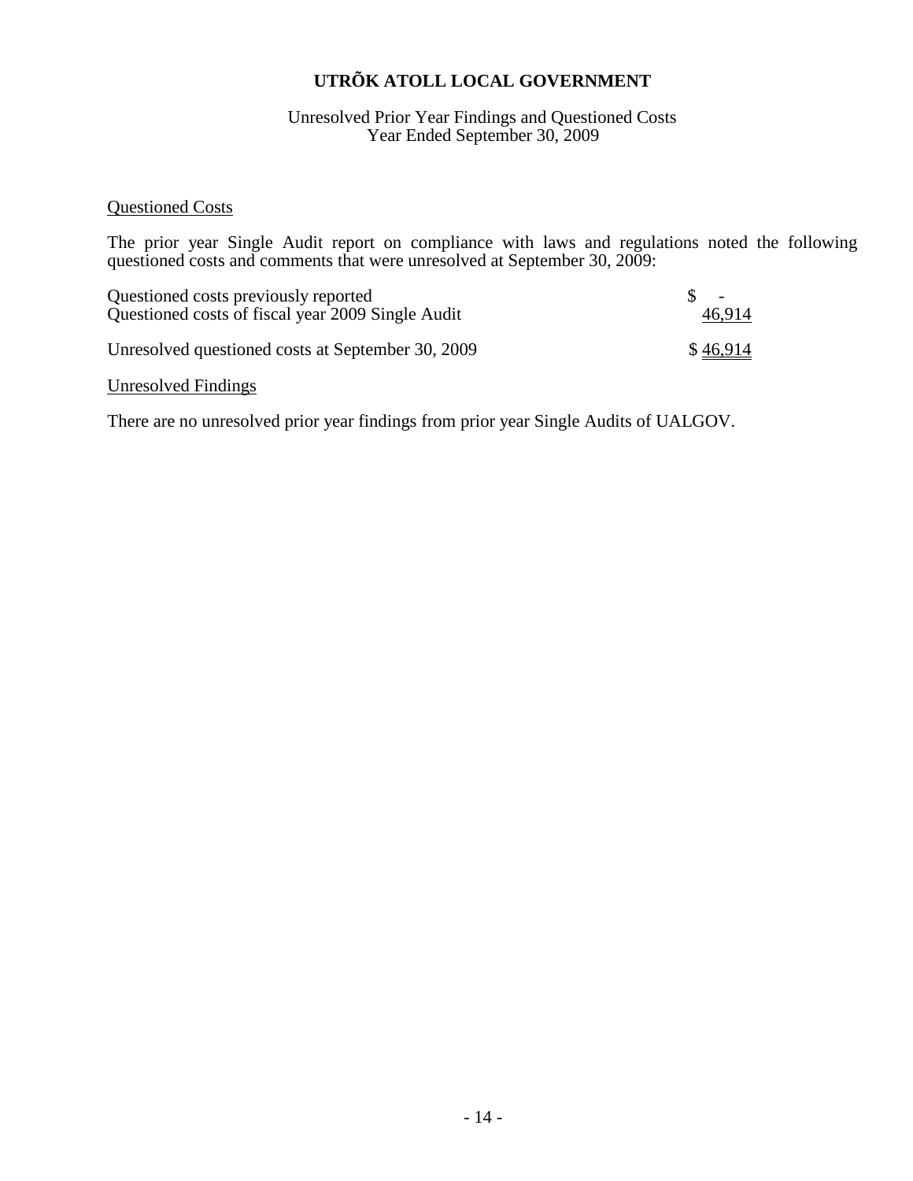# UTRÕK ATOLL LOCAL GOVERNMENT

Unresolved Prior Year Findings and Questioned Costs
Year Ended September 30, 2009

## Questioned Costs

The prior year Single Audit report on compliance with laws and regulations noted the following questioned costs and comments that were unresolved at September 30, 2009:

| | |
|---|---|
| Questioned costs previously reported | $ - |
| Questioned costs of fiscal year 2009 Single Audit | 46,914 |
| Unresolved questioned costs at September 30, 2009 | $ 46,914 |

## Unresolved Findings

There are no unresolved prior year findings from prior year Single Audits of UALGOV.